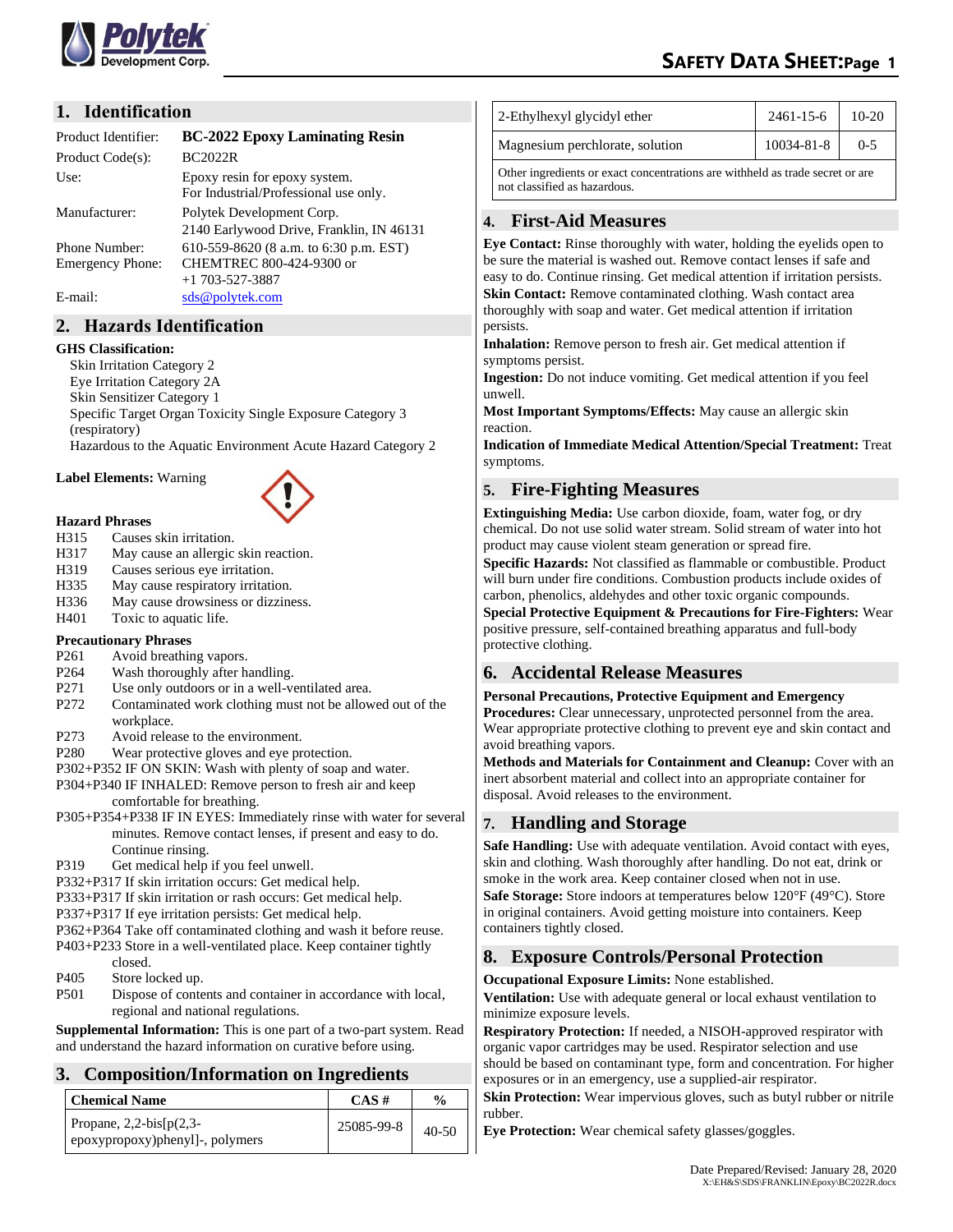# SAFETY DATA SHEET

## 1. Identification

| | |
|---|---|
| Product Identifier: | **BC-2022 Epoxy Laminating Resin** |
| Product Code(s): | BC2022R |
| Use: | Epoxy resin for epoxy system. For Industrial/Professional use only. |
| Manufacturer: | Polytek Development Corp. 2140 Earlywood Drive, Franklin, IN 46131 |
| Phone Number: | 610-559-8620 (8 a.m. to 6:30 p.m. EST) |
| Emergency Phone: | CHEMTREC 800-424-9300 or +1 703-527-3887 |
| E-mail: | sds@polytek.com |

## 2. Hazards Identification

**GHS Classification:**

- Skin Irritation Category 2
- Eye Irritation Category 2A
- Skin Sensitizer Category 1
- Specific Target Organ Toxicity Single Exposure Category 3 (respiratory)
- Hazardous to the Aquatic Environment Acute Hazard Category 2

**Label Elements:** Warning

**Hazard Phrases**

- H315 Causes skin irritation.
- H317 May cause an allergic skin reaction.
- H319 Causes serious eye irritation.
- H335 May cause respiratory irritation.
- H336 May cause drowsiness or dizziness.
- H401 Toxic to aquatic life.

**Precautionary Phrases**

- P261 Avoid breathing vapors.
- P264 Wash thoroughly after handling.
- P271 Use only outdoors or in a well-ventilated area.
- P272 Contaminated work clothing must not be allowed out of the workplace.
- P273 Avoid release to the environment.
- P280 Wear protective gloves and eye protection.
- P302+P352 IF ON SKIN: Wash with plenty of soap and water.
- P304+P340 IF INHALED: Remove person to fresh air and keep comfortable for breathing.
- P305+P354+P338 IF IN EYES: Immediately rinse with water for several minutes. Remove contact lenses, if present and easy to do. Continue rinsing.
- P319 Get medical help if you feel unwell.
- P332+P317 If skin irritation occurs: Get medical help.
- P333+P317 If skin irritation or rash occurs: Get medical help.
- P337+P317 If eye irritation persists: Get medical help.
- P362+P364 Take off contaminated clothing and wash it before reuse.
- P403+P233 Store in a well-ventilated place. Keep container tightly closed.
- P405 Store locked up.
- P501 Dispose of contents and container in accordance with local, regional and national regulations.

**Supplemental Information:** This is one part of a two-part system. Read and understand the hazard information on curative before using.

## 3. Composition/Information on Ingredients

| Chemical Name | CAS # | % |
|---|---|---|
| Propane, 2,2-bis[p(2,3-epoxypropoxy)phenyl]-, polymers | 25085-99-8 | 40-50 |
| 2-Ethylhexyl glycidyl ether | 2461-15-6 | 10-20 |
| Magnesium perchlorate, solution | 10034-81-8 | 0-5 |
| Other ingredients or exact concentrations are withheld as trade secret or are not classified as hazardous. | | |

## 4. First-Aid Measures

**Eye Contact:** Rinse thoroughly with water, holding the eyelids open to be sure the material is washed out. Remove contact lenses if safe and easy to do. Continue rinsing. Get medical attention if irritation persists.
**Skin Contact:** Remove contaminated clothing. Wash contact area thoroughly with soap and water. Get medical attention if irritation persists.
**Inhalation:** Remove person to fresh air. Get medical attention if symptoms persist.
**Ingestion:** Do not induce vomiting. Get medical attention if you feel unwell.
**Most Important Symptoms/Effects:** May cause an allergic skin reaction.
**Indication of Immediate Medical Attention/Special Treatment:** Treat symptoms.

## 5. Fire-Fighting Measures

**Extinguishing Media:** Use carbon dioxide, foam, water fog, or dry chemical. Do not use solid water stream. Solid stream of water into hot product may cause violent steam generation or spread fire.
**Specific Hazards:** Not classified as flammable or combustible. Product will burn under fire conditions. Combustion products include oxides of carbon, phenolics, aldehydes and other toxic organic compounds.
**Special Protective Equipment & Precautions for Fire-Fighters:** Wear positive pressure, self-contained breathing apparatus and full-body protective clothing.

## 6. Accidental Release Measures

**Personal Precautions, Protective Equipment and Emergency Procedures:** Clear unnecessary, unprotected personnel from the area. Wear appropriate protective clothing to prevent eye and skin contact and avoid breathing vapors.
**Methods and Materials for Containment and Cleanup:** Cover with an inert absorbent material and collect into an appropriate container for disposal. Avoid releases to the environment.

## 7. Handling and Storage

**Safe Handling:** Use with adequate ventilation. Avoid contact with eyes, skin and clothing. Wash thoroughly after handling. Do not eat, drink or smoke in the work area. Keep container closed when not in use.
**Safe Storage:** Store indoors at temperatures below 120°F (49°C). Store in original containers. Avoid getting moisture into containers. Keep containers tightly closed.

## 8. Exposure Controls/Personal Protection

**Occupational Exposure Limits:** None established.
**Ventilation:** Use with adequate general or local exhaust ventilation to minimize exposure levels.
**Respiratory Protection:** If needed, a NISOH-approved respirator with organic vapor cartridges may be used. Respirator selection and use should be based on contaminant type, form and concentration. For higher exposures or in an emergency, use a supplied-air respirator.
**Skin Protection:** Wear impervious gloves, such as butyl rubber or nitrile rubber.
**Eye Protection:** Wear chemical safety glasses/goggles.

Date Prepared/Revised: January 28, 2020
X:\EH&S\SDS\FRANKLIN\Epoxy\BC2022R.docx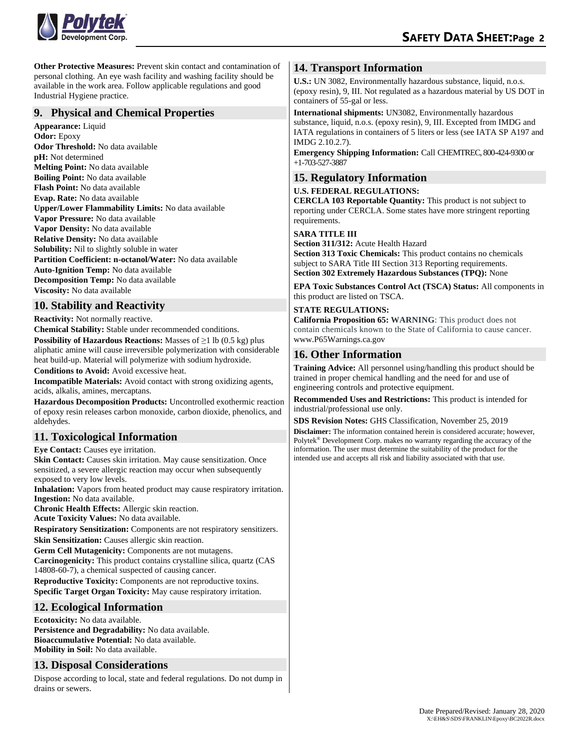**Other Protective Measures:** Prevent skin contact and contamination of personal clothing. An eye wash facility and washing facility should be available in the work area. Follow applicable regulations and good Industrial Hygiene practice.

## 9. Physical and Chemical Properties

**Appearance:** Liquid
**Odor:** Epoxy
**Odor Threshold:** No data available
**pH:** Not determined
**Melting Point:** No data available
**Boiling Point:** No data available
**Flash Point:** No data available
**Evap. Rate:** No data available
**Upper/Lower Flammability Limits:** No data available
**Vapor Pressure:** No data available
**Vapor Density:** No data available
**Relative Density:** No data available
**Solubility:** Nil to slightly soluble in water
**Partition Coefficient: n-octanol/Water:** No data available
**Auto-Ignition Temp:** No data available
**Decomposition Temp:** No data available
**Viscosity:** No data available

## 10. Stability and Reactivity

**Reactivity:** Not normally reactive.
**Chemical Stability:** Stable under recommended conditions.
**Possibility of Hazardous Reactions:** Masses of $\geq$1 lb (0.5 kg) plus aliphatic amine will cause irreversible polymerization with considerable heat build-up. Material will polymerize with sodium hydroxide.
**Conditions to Avoid:** Avoid excessive heat.
**Incompatible Materials:** Avoid contact with strong oxidizing agents, acids, alkalis, amines, mercaptans.
**Hazardous Decomposition Products:** Uncontrolled exothermic reaction of epoxy resin releases carbon monoxide, carbon dioxide, phenolics, and aldehydes.

## 11. Toxicological Information

**Eye Contact:** Causes eye irritation.
**Skin Contact:** Causes skin irritation. May cause sensitization. Once sensitized, a severe allergic reaction may occur when subsequently exposed to very low levels.
**Inhalation:** Vapors from heated product may cause respiratory irritation.
**Ingestion:** No data available.
**Chronic Health Effects:** Allergic skin reaction.
**Acute Toxicity Values:** No data available.
**Respiratory Sensitization:** Components are not respiratory sensitizers.
**Skin Sensitization:** Causes allergic skin reaction.
**Germ Cell Mutagenicity:** Components are not mutagens.
**Carcinogenicity:** This product contains crystalline silica, quartz (CAS 14808-60-7), a chemical suspected of causing cancer.
**Reproductive Toxicity:** Components are not reproductive toxins.
**Specific Target Organ Toxicity:** May cause respiratory irritation.

## 12. Ecological Information

**Ecotoxicity:** No data available.
**Persistence and Degradability:** No data available.
**Bioaccumulative Potential:** No data available.
**Mobility in Soil:** No data available.

## 13. Disposal Considerations

Dispose according to local, state and federal regulations. Do not dump in drains or sewers.

## 14. Transport Information

**U.S.:** UN 3082, Environmentally hazardous substance, liquid, n.o.s. (epoxy resin), 9, III. Not regulated as a hazardous material by US DOT in containers of 55-gal or less.

**International shipments:** UN3082, Environmentally hazardous substance, liquid, n.o.s. (epoxy resin), 9, III. Excepted from IMDG and IATA regulations in containers of 5 liters or less (see IATA SP A197 and IMDG 2.10.2.7).

**Emergency Shipping Information:** Call CHEMTREC, 800-424-9300 or +1-703-527-3887

## 15. Regulatory Information

**U.S. FEDERAL REGULATIONS:**

**CERCLA 103 Reportable Quantity:** This product is not subject to reporting under CERCLA. Some states have more stringent reporting requirements.

**SARA TITLE III**

**Section 311/312:** Acute Health Hazard
**Section 313 Toxic Chemicals:** This product contains no chemicals subject to SARA Title III Section 313 Reporting requirements.
**Section 302 Extremely Hazardous Substances (TPQ):** None

**EPA Toxic Substances Control Act (TSCA) Status:** All components in this product are listed on TSCA.

**STATE REGULATIONS:**

**California Proposition 65: WARNING**: This product does not contain chemicals known to the State of California to cause cancer. www.P65Warnings.ca.gov

## 16. Other Information

**Training Advice:** All personnel using/handling this product should be trained in proper chemical handling and the need for and use of engineering controls and protective equipment.

**Recommended Uses and Restrictions:** This product is intended for industrial/professional use only.

**SDS Revision Notes:** GHS Classification, November 25, 2019

**Disclaimer:** The information contained herein is considered accurate; however, Polytek® Development Corp. makes no warranty regarding the accuracy of the information. The user must determine the suitability of the product for the intended use and accepts all risk and liability associated with that use.

Date Prepared/Revised: January 28, 2020
X:\EH&S\SDS\FRANKLIN\Epoxy\BC2022R.docx